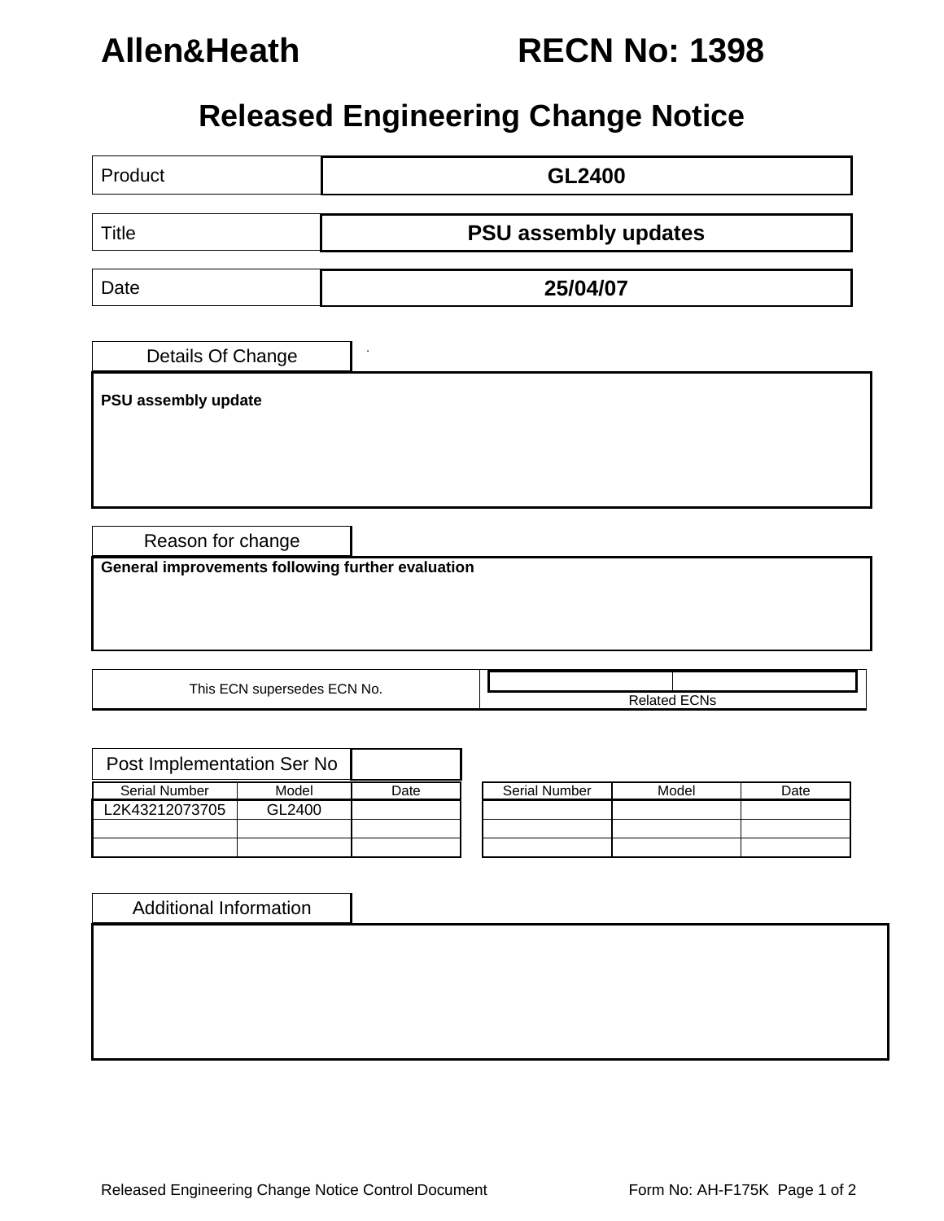# Allen&Heath RECN No: 1398

## Released Engineering Change Notice

| | |
|---|---|
| Product | **GL2400** |
| Title | **PSU assembly updates** |
| Date | **25/04/07** |

### Details Of Change

**PSU assembly update**

### Reason for change

**General improvements following further evaluation**

| This ECN supersedes ECN No. | Related ECNs | |
|---|---|---|
| | | |

### Post Implementation Ser No

| Serial Number | Model | Date |
|---|---|---|
| L2K43212073705 | GL2400 | |
| | | |
| | | |

| Serial Number | Model | Date |
|---|---|---|
| | | |
| | | |
| | | |

### Additional Information

Released Engineering Change Notice Control Document — Form No: AH-F175K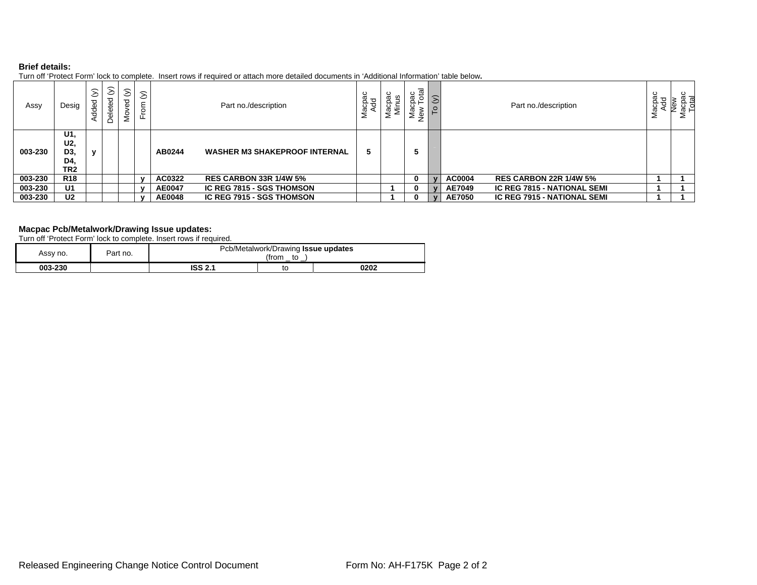**Brief details:**

Turn off 'Protect Form' lock to complete. Insert rows if required or attach more detailed documents in 'Additional Information' table below**.**

| Assy | Desig | Added (y) | Deleted (y) | Moved (y) | From (y) | Part no./description | Macpac Add | Macpac Minus | Macpac New Total | To (y) | Part no./description | Macpac Add | New Macpac Total |
|---|---|---|---|---|---|---|---|---|---|---|---|---|---|
| **003-230** | **U1, U2, D3, D4, TR2** | **y** | | | | **AB0244 WASHER M3 SHAKEPROOF INTERNAL** | **5** | | **5** | | | | |
| **003-230** | **R18** | | | | **y** | **AC0322 RES CARBON 33R 1/4W 5%** | | | **0** | **y** | **AC0004 RES CARBON 22R 1/4W 5%** | **1** | **1** |
| **003-230** | **U1** | | | | **y** | **AE0047 IC REG 7815 - SGS THOMSON** | | **1** | **0** | **y** | **AE7049 IC REG 7815 - NATIONAL SEMI** | **1** | **1** |
| **003-230** | **U2** | | | | **y** | **AE0048 IC REG 7915 - SGS THOMSON** | | **1** | **0** | **y** | **AE7050 IC REG 7915 - NATIONAL SEMI** | **1** | **1** |

**Macpac Pcb/Metalwork/Drawing Issue updates:**

Turn off 'Protect Form' lock to complete. Insert rows if required.

| Assy no. | Part no. | Pcb/Metalwork/Drawing **Issue updates** (from _ to _) | | |
|---|---|---|---|---|
| **003-230** | | **ISS 2.1** | to | **0202** |

Released Engineering Change Notice Control Document Form No: AH-F175K